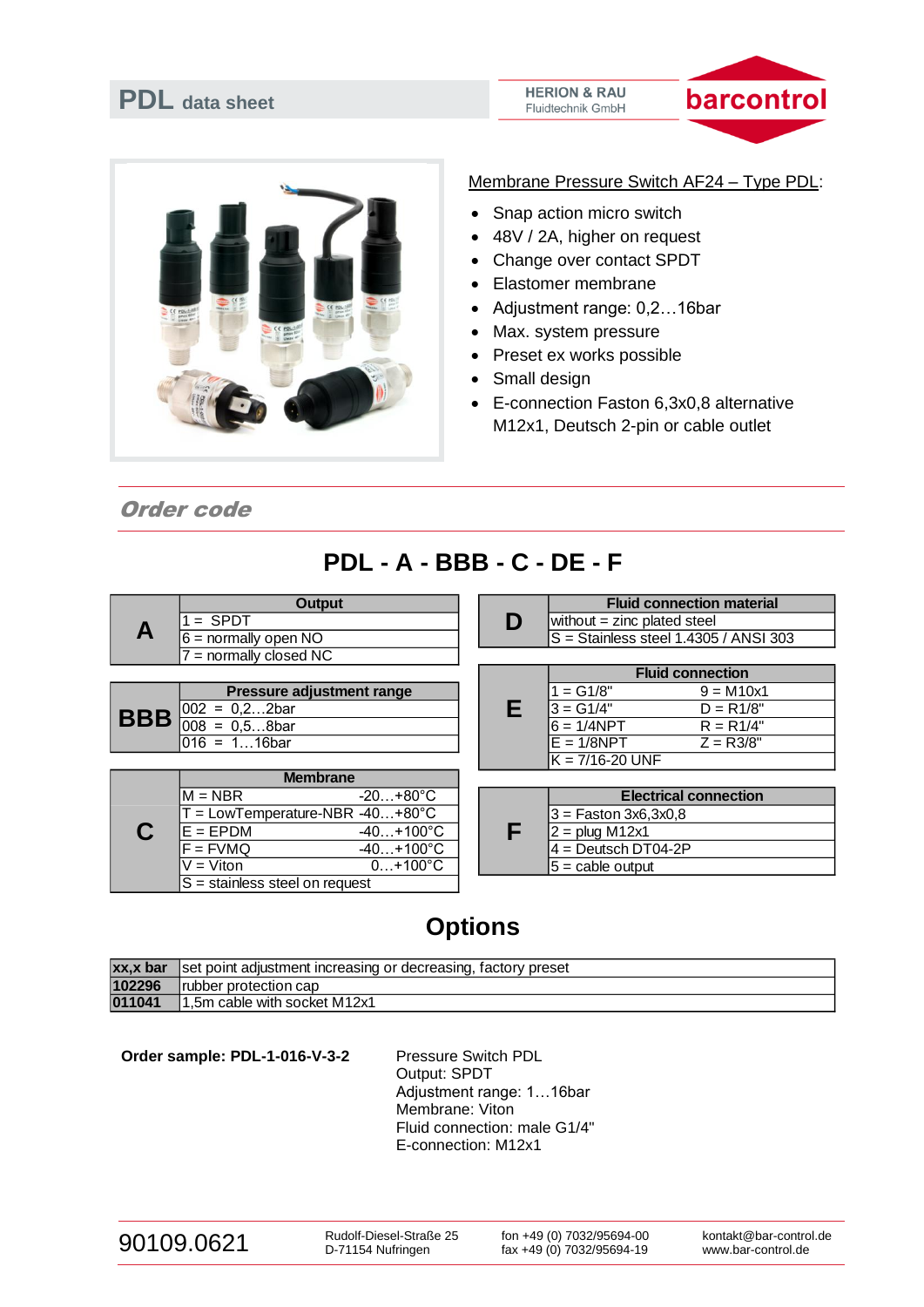# PDL data sheet

HERION & RAU
Fluidtechnik GmbH

barcontrol

Membrane Pressure Switch AF24 – Type PDL:

- Snap action micro switch
- 48V / 2A, higher on request
- Change over contact SPDT
- Elastomer membrane
- Adjustment range: 0,2…16bar
- Max. system pressure
- Preset ex works possible
- Small design
- E-connection Faston 6,3x0,8 alternative M12x1, Deutsch 2-pin or cable outlet

## *Order code*

## PDL - A - BBB - C - DE - F

| A | Output |
|---|---|
| | 1 = SPDT |
| | 6 = normally open NO |
| | 7 = normally closed NC |

| BBB | Pressure adjustment range |
|---|---|
| | 002 = 0,2…2bar |
| | 008 = 0,5…8bar |
| | 016 = 1…16bar |

| C | Membrane | |
|---|---|---|
| | M = NBR | -20…+80°C |
| | T = LowTemperature-NBR | -40…+80°C |
| | E = EPDM | -40…+100°C |
| | F = FVMQ | -40…+100°C |
| | V = Viton | 0…+100°C |
| | S = stainless steel on request | |

| D | Fluid connection material |
|---|---|
| | without = zinc plated steel |
| | S = Stainless steel 1.4305 / ANSI 303 |

| E | Fluid connection | |
|---|---|---|
| | 1 = G1/8" | 9 = M10x1 |
| | 3 = G1/4" | D = R1/8" |
| | 6 = 1/4NPT | R = R1/4" |
| | E = 1/8NPT | Z = R3/8" |
| | K = 7/16-20 UNF | |

| F | Electrical connection |
|---|---|
| | 3 = Faston 3x6,3x0,8 |
| | 2 = plug M12x1 |
| | 4 = Deutsch DT04-2P |
| | 5 = cable output |

## Options

| | |
|---|---|
| **xx,x bar** | set point adjustment increasing or decreasing, factory preset |
| **102296** | rubber protection cap |
| **011041** | 1,5m cable with socket M12x1 |

**Order sample: PDL-1-016-V-3-2**

Pressure Switch PDL
Output: SPDT
Adjustment range: 1…16bar
Membrane: Viton
Fluid connection: male G1/4"
E-connection: M12x1

90109.0621

Rudolf-Diesel-Straße 25
D-71154 Nufringen

fon +49 (0) 7032/95694-00
fax +49 (0) 7032/95694-19

kontakt@bar-control.de
www.bar-control.de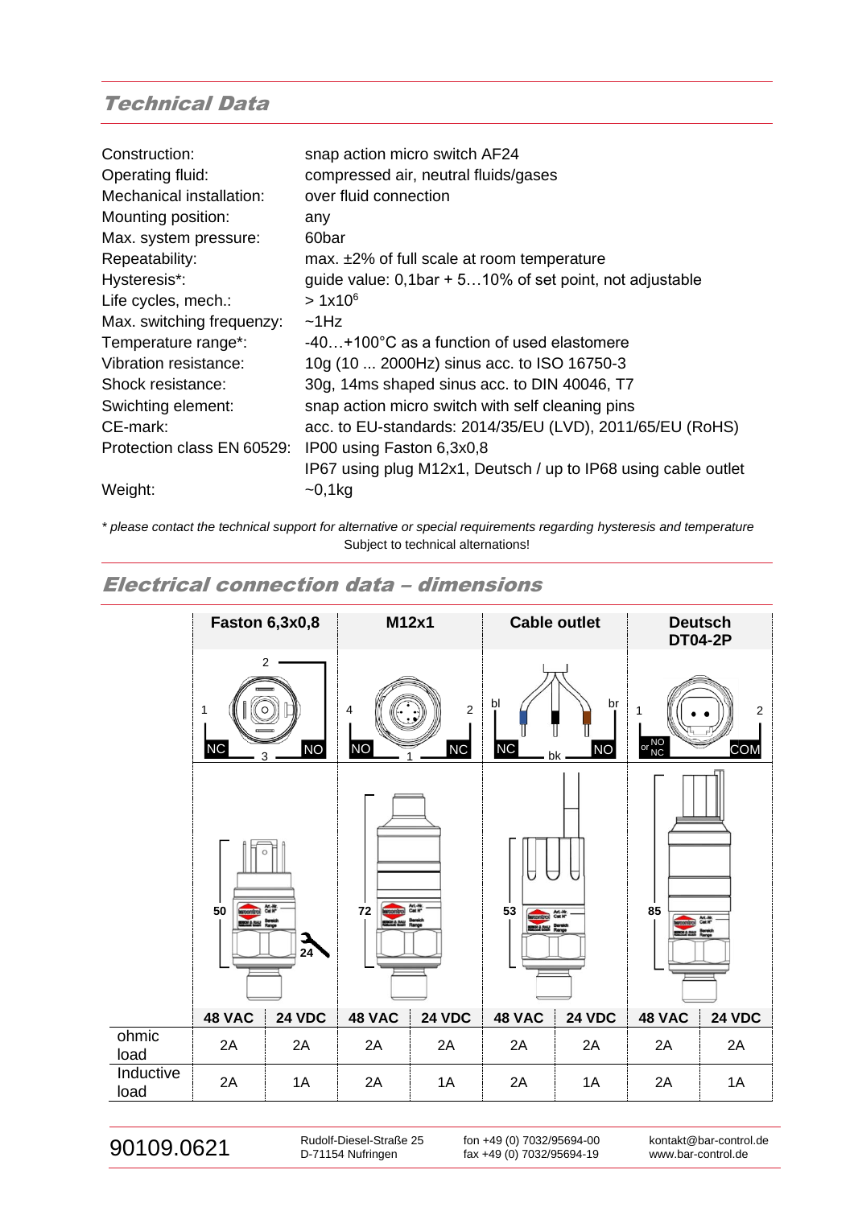## *Technical Data*

| | |
|---|---|
| Construction: | snap action micro switch AF24 |
| Operating fluid: | compressed air, neutral fluids/gases |
| Mechanical installation: | over fluid connection |
| Mounting position: | any |
| Max. system pressure: | 60bar |
| Repeatability: | max. ±2% of full scale at room temperature |
| Hysteresis*: | guide value: 0,1bar + 5…10% of set point, not adjustable |
| Life cycles, mech.: | > $1x10^6$ |
| Max. switching frequenzy: | ~1Hz |
| Temperature range*: | -40…+100°C as a function of used elastomere |
| Vibration resistance: | 10g (10 ... 2000Hz) sinus acc. to ISO 16750-3 |
| Shock resistance: | 30g, 14ms shaped sinus acc. to DIN 40046, T7 |
| Swichting element: | snap action micro switch with self cleaning pins |
| CE-mark: | acc. to EU-standards: 2014/35/EU (LVD), 2011/65/EU (RoHS) |
| Protection class EN 60529: | IP00 using Faston 6,3x0,8<br>IP67 using plug M12x1, Deutsch / up to IP68 using cable outlet |
| Weight: | ~0,1kg |

*\* please contact the technical support for alternative or special requirements regarding hysteresis and temperature*

Subject to technical alternations!

## *Electrical connection data – dimensions*

Faston 6,3x0,8: 2, 1, 3, NC, NO — 50 — 24

M12x1: 4, 2, 1, NO, NC — 72

Cable outlet: bl, br, bk, NC, NO — 53

Deutsch DT04-2P: 1, 2, or NO NC, COM — 85

| | Faston 6,3x0,8 | | M12x1 | | Cable outlet | | Deutsch DT04-2P | |
|---|---|---|---|---|---|---|---|---|
| | 48 VAC | 24 VDC | 48 VAC | 24 VDC | 48 VAC | 24 VDC | 48 VAC | 24 VDC |
| ohmic load | 2A | 2A | 2A | 2A | 2A | 2A | 2A | 2A |
| Inductive load | 2A | 1A | 2A | 1A | 2A | 1A | 2A | 1A |

90109.0621

Rudolf-Diesel-Straße 25
D-71154 Nufringen

fon +49 (0) 7032/95694-00
fax +49 (0) 7032/95694-19

kontakt@bar-control.de
www.bar-control.de